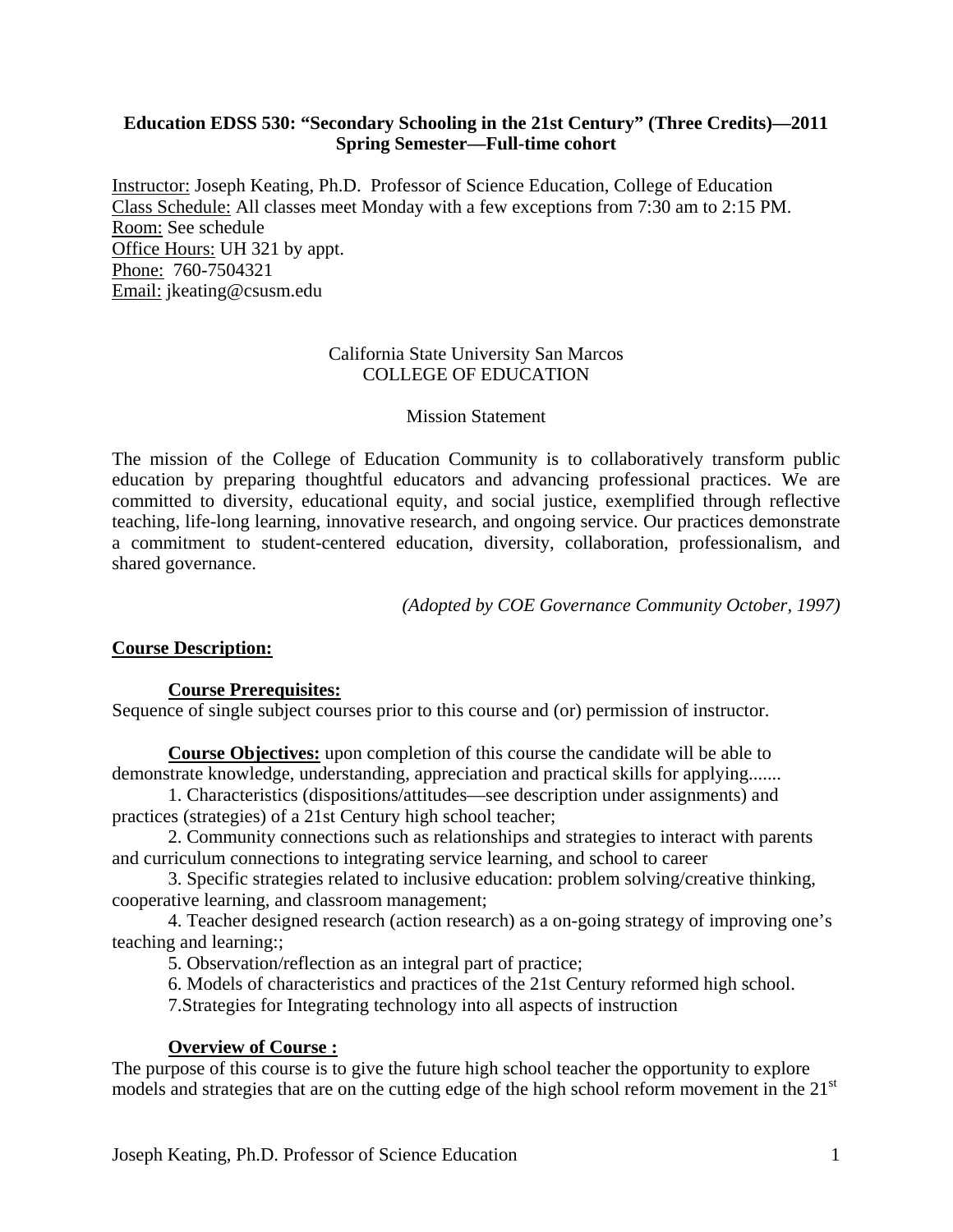**Education EDSS 530: "Secondary Schooling in the 21st Century" (Three Credits)—2011 Spring Semester—Full-time cohort**

Instructor: Joseph Keating, Ph.D. Professor of Science Education, College of Education
Class Schedule: All classes meet Monday with a few exceptions from 7:30 am to 2:15 PM.
Room: See schedule
Office Hours: UH 321 by appt.
Phone: 760-7504321
Email: jkeating@csusm.edu

California State University San Marcos
COLLEGE OF EDUCATION

Mission Statement

The mission of the College of Education Community is to collaboratively transform public education by preparing thoughtful educators and advancing professional practices. We are committed to diversity, educational equity, and social justice, exemplified through reflective teaching, life-long learning, innovative research, and ongoing service. Our practices demonstrate a commitment to student-centered education, diversity, collaboration, professionalism, and shared governance.

*(Adopted by COE Governance Community October, 1997)*

## Course Description:

### Course Prerequisites:

Sequence of single subject courses prior to this course and (or) permission of instructor.

**Course Objectives:** upon completion of this course the candidate will be able to demonstrate knowledge, understanding, appreciation and practical skills for applying.......

1. Characteristics (dispositions/attitudes—see description under assignments) and practices (strategies) of a 21st Century high school teacher;
2. Community connections such as relationships and strategies to interact with parents and curriculum connections to integrating service learning, and school to career
3. Specific strategies related to inclusive education: problem solving/creative thinking, cooperative learning, and classroom management;
4. Teacher designed research (action research) as a on-going strategy of improving one's teaching and learning:;
5. Observation/reflection as an integral part of practice;
6. Models of characteristics and practices of the 21st Century reformed high school.
7. Strategies for Integrating technology into all aspects of instruction

### Overview of Course :

The purpose of this course is to give the future high school teacher the opportunity to explore models and strategies that are on the cutting edge of the high school reform movement in the 21st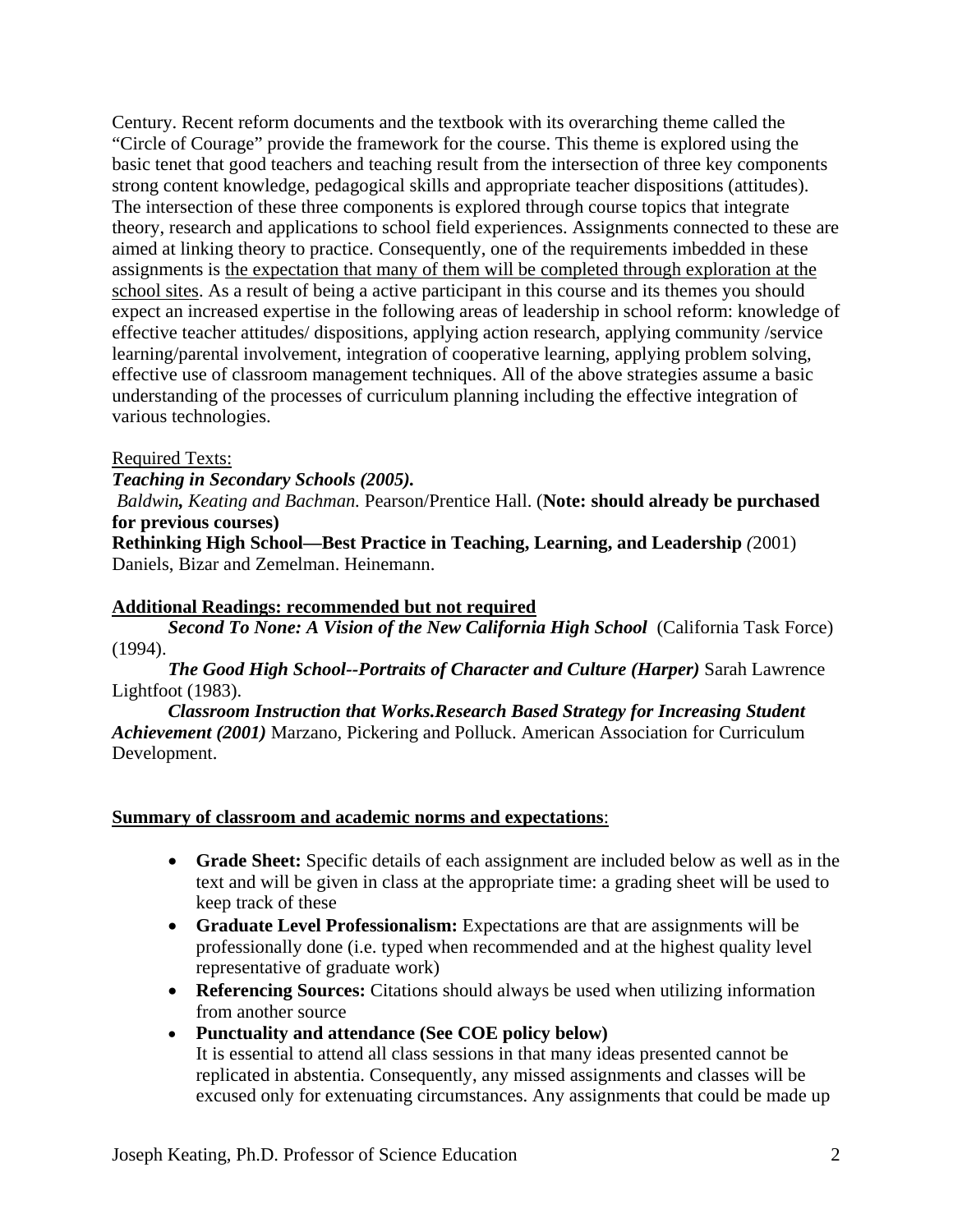Century. Recent reform documents and the textbook with its overarching theme called the "Circle of Courage" provide the framework for the course. This theme is explored using the basic tenet that good teachers and teaching result from the intersection of three key components strong content knowledge, pedagogical skills and appropriate teacher dispositions (attitudes). The intersection of these three components is explored through course topics that integrate theory, research and applications to school field experiences. Assignments connected to these are aimed at linking theory to practice. Consequently, one of the requirements imbedded in these assignments is <u>the expectation that many of them will be completed through exploration at the school sites</u>. As a result of being a active participant in this course and its themes you should expect an increased expertise in the following areas of leadership in school reform: knowledge of effective teacher attitudes/ dispositions, applying action research, applying community /service learning/parental involvement, integration of cooperative learning, applying problem solving, effective use of classroom management techniques. All of the above strategies assume a basic understanding of the processes of curriculum planning including the effective integration of various technologies.

<u>Required Texts:</u>

***Teaching in Secondary Schools (2005).***

*Baldwin**,** Keating and Bachman.* Pearson/Prentice Hall. (**Note: should already be purchased for previous courses)**

**Rethinking High School—Best Practice in Teaching, Learning, and Leadership** *(*2001) Daniels, Bizar and Zemelman. Heinemann.

**<u>Additional Readings: recommended but not required</u>**

***Second To None: A Vision of the New California High School*** (California Task Force) (1994).

***The Good High School--Portraits of Character and Culture (Harper)*** Sarah Lawrence Lightfoot (1983).

***Classroom Instruction that Works.Research Based Strategy for Increasing Student Achievement (2001)*** Marzano, Pickering and Polluck. American Association for Curriculum Development.

**<u>Summary of classroom and academic norms and expectations</u>**:

- **Grade Sheet:** Specific details of each assignment are included below as well as in the text and will be given in class at the appropriate time: a grading sheet will be used to keep track of these
- **Graduate Level Professionalism:** Expectations are that are assignments will be professionally done (i.e. typed when recommended and at the highest quality level representative of graduate work)
- **Referencing Sources:** Citations should always be used when utilizing information from another source
- **Punctuality and attendance (See COE policy below)**
  It is essential to attend all class sessions in that many ideas presented cannot be replicated in abstentia. Consequently, any missed assignments and classes will be excused only for extenuating circumstances. Any assignments that could be made up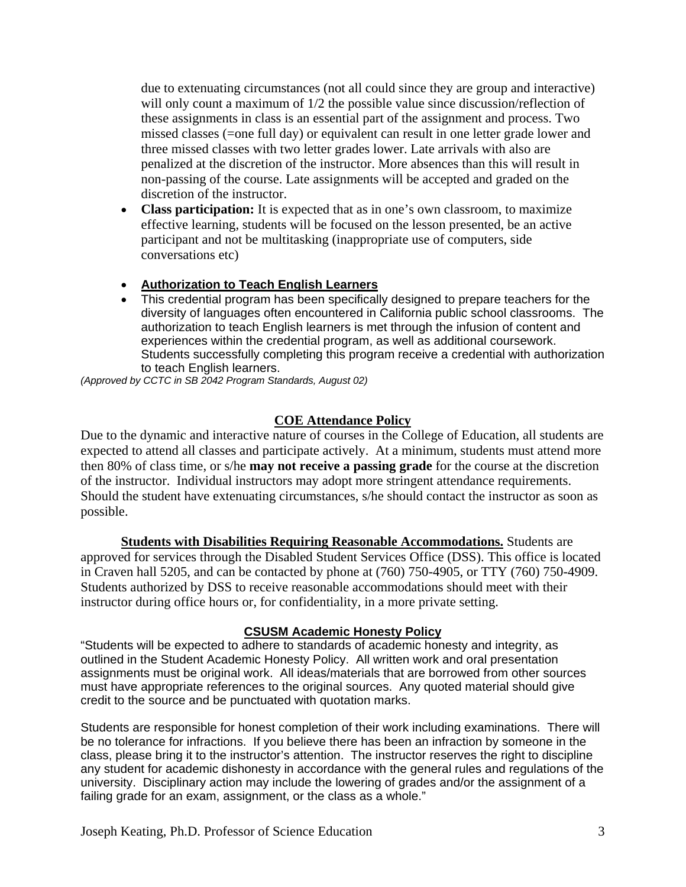due to extenuating circumstances (not all could since they are group and interactive) will only count a maximum of 1/2 the possible value since discussion/reflection of these assignments in class is an essential part of the assignment and process. Two missed classes (=one full day) or equivalent can result in one letter grade lower and three missed classes with two letter grades lower. Late arrivals with also are penalized at the discretion of the instructor. More absences than this will result in non-passing of the course. Late assignments will be accepted and graded on the discretion of the instructor.

- **Class participation:** It is expected that as in one's own classroom, to maximize effective learning, students will be focused on the lesson presented, be an active participant and not be multitasking (inappropriate use of computers, side conversations etc)

- **Authorization to Teach English Learners**
- This credential program has been specifically designed to prepare teachers for the diversity of languages often encountered in California public school classrooms. The authorization to teach English learners is met through the infusion of content and experiences within the credential program, as well as additional coursework. Students successfully completing this program receive a credential with authorization to teach English learners.

*(Approved by CCTC in SB 2042 Program Standards, August 02)*

## COE Attendance Policy

Due to the dynamic and interactive nature of courses in the College of Education, all students are expected to attend all classes and participate actively. At a minimum, students must attend more then 80% of class time, or s/he **may not receive a passing grade** for the course at the discretion of the instructor. Individual instructors may adopt more stringent attendance requirements. Should the student have extenuating circumstances, s/he should contact the instructor as soon as possible.

**Students with Disabilities Requiring Reasonable Accommodations.** Students are approved for services through the Disabled Student Services Office (DSS). This office is located in Craven hall 5205, and can be contacted by phone at (760) 750-4905, or TTY (760) 750-4909. Students authorized by DSS to receive reasonable accommodations should meet with their instructor during office hours or, for confidentiality, in a more private setting.

## CSUSM Academic Honesty Policy

"Students will be expected to adhere to standards of academic honesty and integrity, as outlined in the Student Academic Honesty Policy. All written work and oral presentation assignments must be original work. All ideas/materials that are borrowed from other sources must have appropriate references to the original sources. Any quoted material should give credit to the source and be punctuated with quotation marks.

Students are responsible for honest completion of their work including examinations. There will be no tolerance for infractions. If you believe there has been an infraction by someone in the class, please bring it to the instructor's attention. The instructor reserves the right to discipline any student for academic dishonesty in accordance with the general rules and regulations of the university. Disciplinary action may include the lowering of grades and/or the assignment of a failing grade for an exam, assignment, or the class as a whole."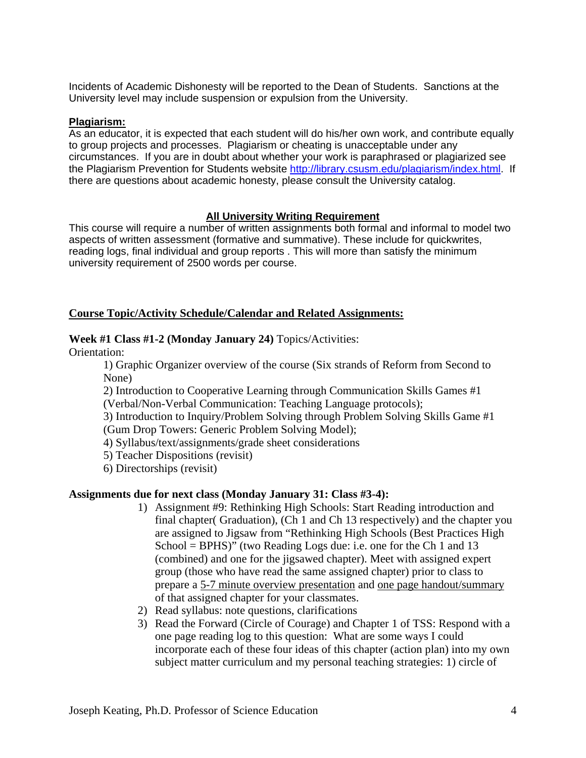Incidents of Academic Dishonesty will be reported to the Dean of Students. Sanctions at the University level may include suspension or expulsion from the University.

**Plagiarism:**

As an educator, it is expected that each student will do his/her own work, and contribute equally to group projects and processes. Plagiarism or cheating is unacceptable under any circumstances. If you are in doubt about whether your work is paraphrased or plagiarized see the Plagiarism Prevention for Students website http://library.csusm.edu/plagiarism/index.html. If there are questions about academic honesty, please consult the University catalog.

## All University Writing Requirement

This course will require a number of written assignments both formal and informal to model two aspects of written assessment (formative and summative). These include for quickwrites, reading logs, final individual and group reports . This will more than satisfy the minimum university requirement of 2500 words per course.

## Course Topic/Activity Schedule/Calendar and Related Assignments:

**Week #1 Class #1-2 (Monday January 24)** Topics/Activities:

Orientation:

1) Graphic Organizer overview of the course (Six strands of Reform from Second to None)
2) Introduction to Cooperative Learning through Communication Skills Games #1 (Verbal/Non-Verbal Communication: Teaching Language protocols);
3) Introduction to Inquiry/Problem Solving through Problem Solving Skills Game #1 (Gum Drop Towers: Generic Problem Solving Model);
4) Syllabus/text/assignments/grade sheet considerations
5) Teacher Dispositions (revisit)
6) Directorships (revisit)

**Assignments due for next class (Monday January 31: Class #3-4):**

1) Assignment #9: Rethinking High Schools: Start Reading introduction and final chapter( Graduation), (Ch 1 and Ch 13 respectively) and the chapter you are assigned to Jigsaw from "Rethinking High Schools (Best Practices High School = BPHS)" (two Reading Logs due: i.e. one for the Ch 1 and 13 (combined) and one for the jigsawed chapter). Meet with assigned expert group (those who have read the same assigned chapter) prior to class to prepare a 5-7 minute overview presentation and one page handout/summary of that assigned chapter for your classmates.
2) Read syllabus: note questions, clarifications
3) Read the Forward (Circle of Courage) and Chapter 1 of TSS: Respond with a one page reading log to this question: What are some ways I could incorporate each of these four ideas of this chapter (action plan) into my own subject matter curriculum and my personal teaching strategies: 1) circle of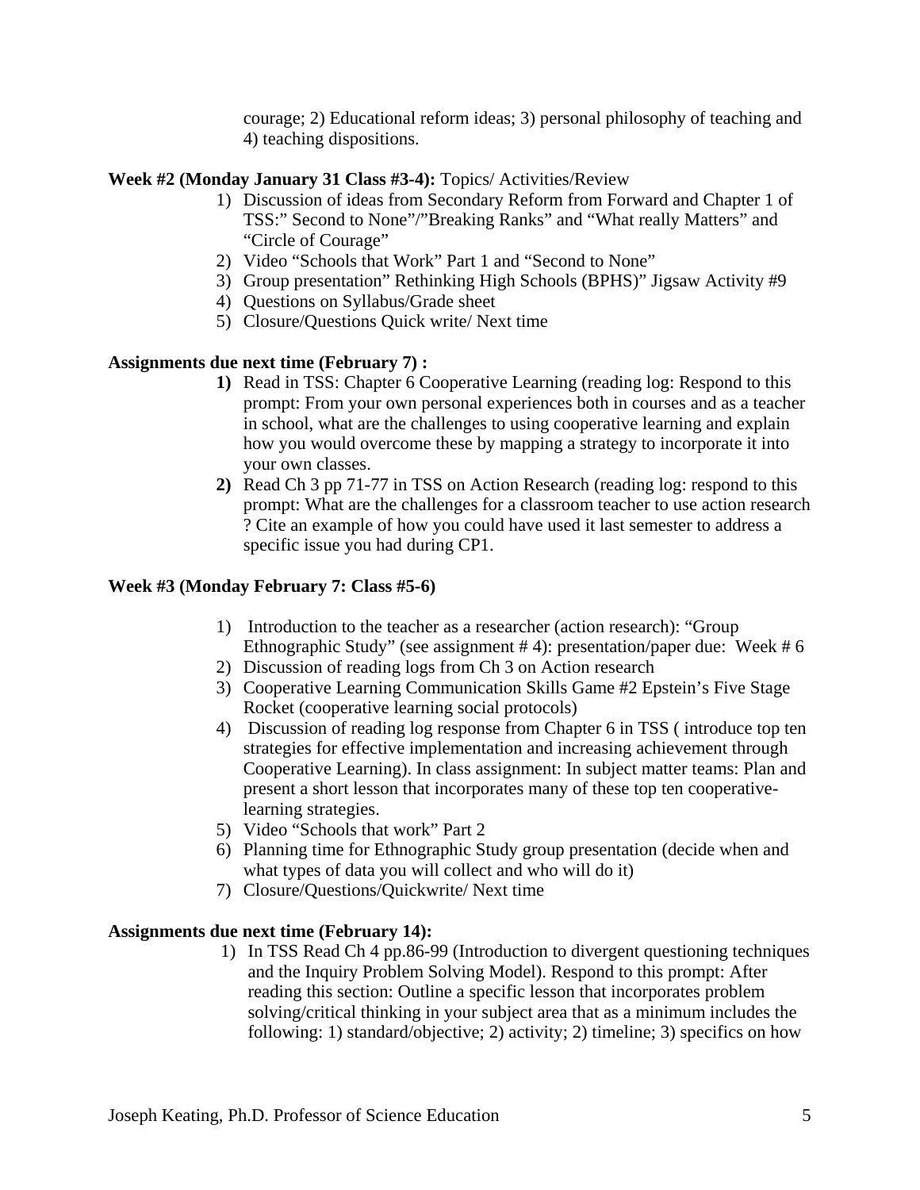courage; 2) Educational reform ideas; 3) personal philosophy of teaching and 4) teaching dispositions.

**Week #2 (Monday January 31 Class #3-4):** Topics/ Activities/Review

1) Discussion of ideas from Secondary Reform from Forward and Chapter 1 of TSS:" Second to None"/"Breaking Ranks" and "What really Matters" and "Circle of Courage"
2) Video "Schools that Work" Part 1 and "Second to None"
3) Group presentation" Rethinking High Schools (BPHS)" Jigsaw Activity #9
4) Questions on Syllabus/Grade sheet
5) Closure/Questions Quick write/ Next time

**Assignments due next time (February 7) :**

1) Read in TSS: Chapter 6 Cooperative Learning (reading log: Respond to this prompt: From your own personal experiences both in courses and as a teacher in school, what are the challenges to using cooperative learning and explain how you would overcome these by mapping a strategy to incorporate it into your own classes.
2) Read Ch 3 pp 71-77 in TSS on Action Research (reading log: respond to this prompt: What are the challenges for a classroom teacher to use action research ? Cite an example of how you could have used it last semester to address a specific issue you had during CP1.

**Week #3 (Monday February 7: Class #5-6)**

1) Introduction to the teacher as a researcher (action research): "Group Ethnographic Study" (see assignment # 4): presentation/paper due: Week # 6
2) Discussion of reading logs from Ch 3 on Action research
3) Cooperative Learning Communication Skills Game #2 Epstein's Five Stage Rocket (cooperative learning social protocols)
4) Discussion of reading log response from Chapter 6 in TSS ( introduce top ten strategies for effective implementation and increasing achievement through Cooperative Learning). In class assignment: In subject matter teams: Plan and present a short lesson that incorporates many of these top ten cooperative-learning strategies.
5) Video "Schools that work" Part 2
6) Planning time for Ethnographic Study group presentation (decide when and what types of data you will collect and who will do it)
7) Closure/Questions/Quickwrite/ Next time

**Assignments due next time (February 14):**

1) In TSS Read Ch 4 pp.86-99 (Introduction to divergent questioning techniques and the Inquiry Problem Solving Model). Respond to this prompt: After reading this section: Outline a specific lesson that incorporates problem solving/critical thinking in your subject area that as a minimum includes the following: 1) standard/objective; 2) activity; 2) timeline; 3) specifics on how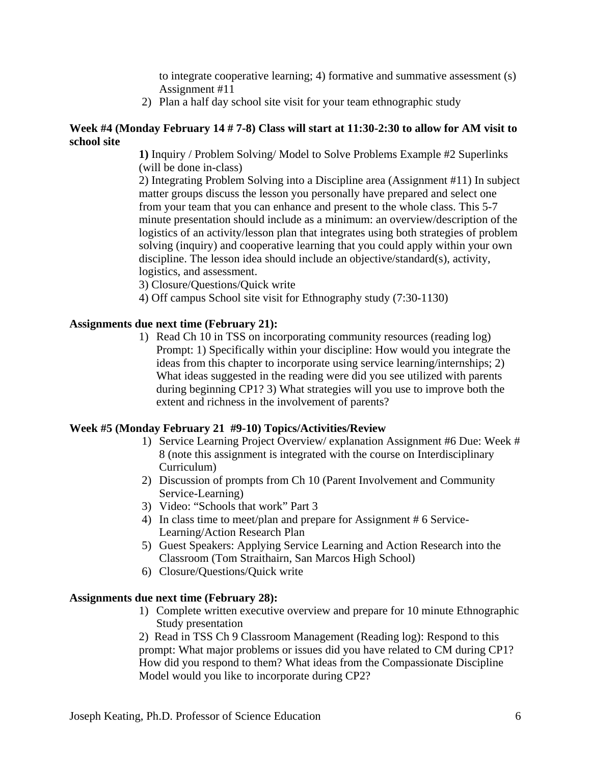to integrate cooperative learning; 4) formative and summative assessment (s) Assignment #11

2) Plan a half day school site visit for your team ethnographic study

**Week #4 (Monday February 14 # 7-8) Class will start at 11:30-2:30 to allow for AM visit to school site**

**1)** Inquiry / Problem Solving/ Model to Solve Problems Example #2 Superlinks (will be done in-class)

2) Integrating Problem Solving into a Discipline area (Assignment #11) In subject matter groups discuss the lesson you personally have prepared and select one from your team that you can enhance and present to the whole class. This 5-7 minute presentation should include as a minimum: an overview/description of the logistics of an activity/lesson plan that integrates using both strategies of problem solving (inquiry) and cooperative learning that you could apply within your own discipline. The lesson idea should include an objective/standard(s), activity, logistics, and assessment.

3) Closure/Questions/Quick write

4) Off campus School site visit for Ethnography study (7:30-1130)

**Assignments due next time (February 21):**

1) Read Ch 10 in TSS on incorporating community resources (reading log) Prompt: 1) Specifically within your discipline: How would you integrate the ideas from this chapter to incorporate using service learning/internships; 2) What ideas suggested in the reading were did you see utilized with parents during beginning CP1? 3) What strategies will you use to improve both the extent and richness in the involvement of parents?

**Week #5 (Monday February 21 #9-10) Topics/Activities/Review**

1) Service Learning Project Overview/ explanation Assignment #6 Due: Week # 8 (note this assignment is integrated with the course on Interdisciplinary Curriculum)
2) Discussion of prompts from Ch 10 (Parent Involvement and Community Service-Learning)
3) Video: "Schools that work" Part 3
4) In class time to meet/plan and prepare for Assignment # 6 Service-Learning/Action Research Plan
5) Guest Speakers: Applying Service Learning and Action Research into the Classroom (Tom Straithairn, San Marcos High School)
6) Closure/Questions/Quick write

**Assignments due next time (February 28):**

1) Complete written executive overview and prepare for 10 minute Ethnographic Study presentation

2) Read in TSS Ch 9 Classroom Management (Reading log): Respond to this prompt: What major problems or issues did you have related to CM during CP1? How did you respond to them? What ideas from the Compassionate Discipline Model would you like to incorporate during CP2?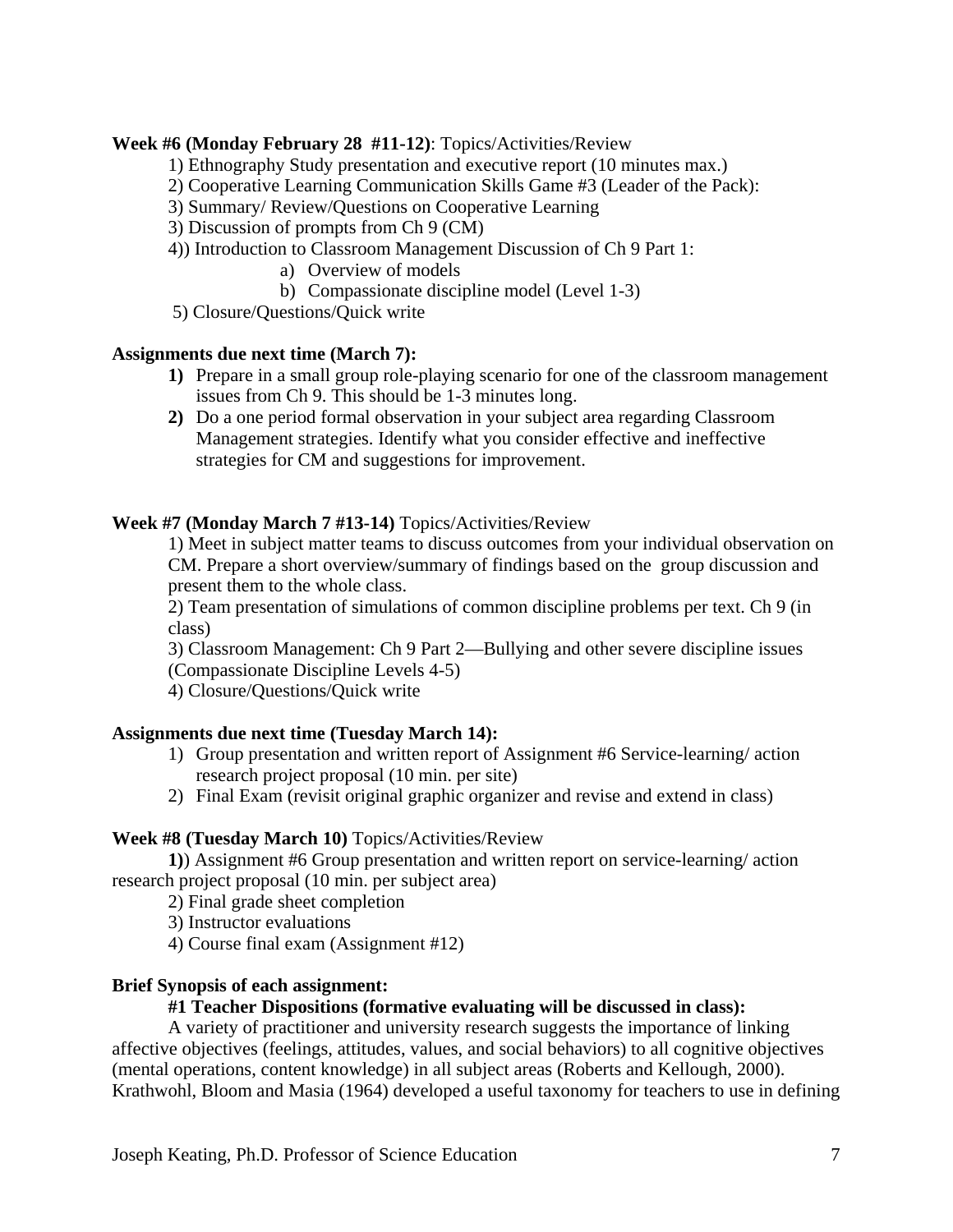**Week #6 (Monday February 28 #11-12)**: Topics/Activities/Review

1) Ethnography Study presentation and executive report (10 minutes max.)
2) Cooperative Learning Communication Skills Game #3 (Leader of the Pack):
3) Summary/ Review/Questions on Cooperative Learning
3) Discussion of prompts from Ch 9 (CM)
4)) Introduction to Classroom Management Discussion of Ch 9 Part 1:
    a) Overview of models
    b) Compassionate discipline model (Level 1-3)
5) Closure/Questions/Quick write

**Assignments due next time (March 7):**

1) Prepare in a small group role-playing scenario for one of the classroom management issues from Ch 9. This should be 1-3 minutes long.
2) Do a one period formal observation in your subject area regarding Classroom Management strategies. Identify what you consider effective and ineffective strategies for CM and suggestions for improvement.

**Week #7 (Monday March 7 #13-14)** Topics/Activities/Review

1) Meet in subject matter teams to discuss outcomes from your individual observation on CM. Prepare a short overview/summary of findings based on the group discussion and present them to the whole class.
2) Team presentation of simulations of common discipline problems per text. Ch 9 (in class)
3) Classroom Management: Ch 9 Part 2—Bullying and other severe discipline issues (Compassionate Discipline Levels 4-5)
4) Closure/Questions/Quick write

**Assignments due next time (Tuesday March 14):**

1) Group presentation and written report of Assignment #6 Service-learning/ action research project proposal (10 min. per site)
2) Final Exam (revisit original graphic organizer and revise and extend in class)

**Week #8 (Tuesday March 10)** Topics/Activities/Review

**1)**) Assignment #6 Group presentation and written report on service-learning/ action research project proposal (10 min. per subject area)
2) Final grade sheet completion
3) Instructor evaluations
4) Course final exam (Assignment #12)

**Brief Synopsis of each assignment:**

**#1 Teacher Dispositions (formative evaluating will be discussed in class):**

A variety of practitioner and university research suggests the importance of linking affective objectives (feelings, attitudes, values, and social behaviors) to all cognitive objectives (mental operations, content knowledge) in all subject areas (Roberts and Kellough, 2000). Krathwohl, Bloom and Masia (1964) developed a useful taxonomy for teachers to use in defining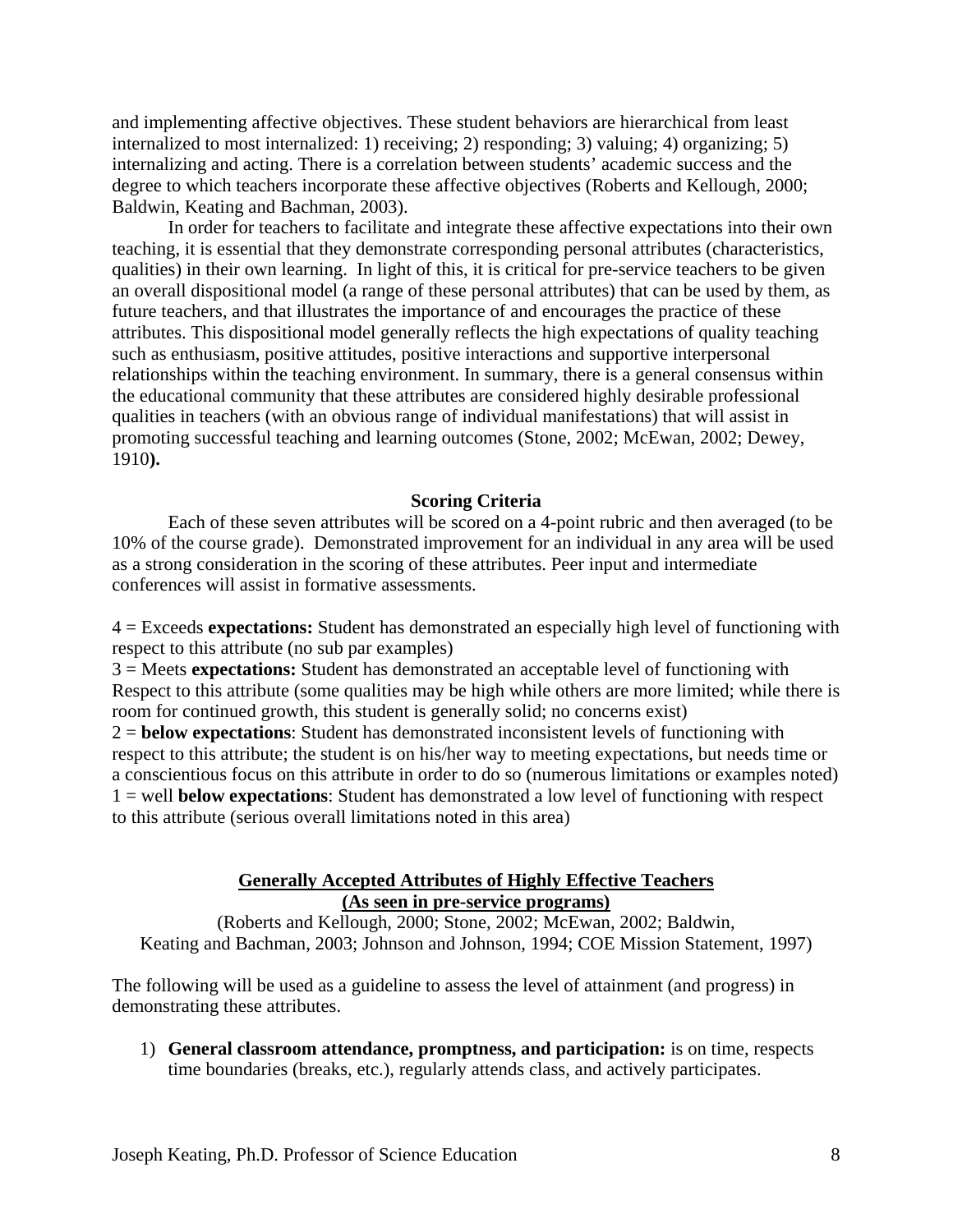and implementing affective objectives. These student behaviors are hierarchical from least internalized to most internalized: 1) receiving; 2) responding; 3) valuing; 4) organizing; 5) internalizing and acting. There is a correlation between students' academic success and the degree to which teachers incorporate these affective objectives (Roberts and Kellough, 2000; Baldwin, Keating and Bachman, 2003).

In order for teachers to facilitate and integrate these affective expectations into their own teaching, it is essential that they demonstrate corresponding personal attributes (characteristics, qualities) in their own learning. In light of this, it is critical for pre-service teachers to be given an overall dispositional model (a range of these personal attributes) that can be used by them, as future teachers, and that illustrates the importance of and encourages the practice of these attributes. This dispositional model generally reflects the high expectations of quality teaching such as enthusiasm, positive attitudes, positive interactions and supportive interpersonal relationships within the teaching environment. In summary, there is a general consensus within the educational community that these attributes are considered highly desirable professional qualities in teachers (with an obvious range of individual manifestations) that will assist in promoting successful teaching and learning outcomes (Stone, 2002; McEwan, 2002; Dewey, 1910**).**

**Scoring Criteria**

Each of these seven attributes will be scored on a 4-point rubric and then averaged (to be 10% of the course grade). Demonstrated improvement for an individual in any area will be used as a strong consideration in the scoring of these attributes. Peer input and intermediate conferences will assist in formative assessments.

4 = Exceeds **expectations:** Student has demonstrated an especially high level of functioning with respect to this attribute (no sub par examples)
3 = Meets **expectations:** Student has demonstrated an acceptable level of functioning with Respect to this attribute (some qualities may be high while others are more limited; while there is room for continued growth, this student is generally solid; no concerns exist)
2 = **below expectations**: Student has demonstrated inconsistent levels of functioning with respect to this attribute; the student is on his/her way to meeting expectations, but needs time or a conscientious focus on this attribute in order to do so (numerous limitations or examples noted)
1 = well **below expectations**: Student has demonstrated a low level of functioning with respect to this attribute (serious overall limitations noted in this area)

**Generally Accepted Attributes of Highly Effective Teachers**
**(As seen in pre-service programs)**

(Roberts and Kellough, 2000; Stone, 2002; McEwan, 2002; Baldwin, Keating and Bachman, 2003; Johnson and Johnson, 1994; COE Mission Statement, 1997)

The following will be used as a guideline to assess the level of attainment (and progress) in demonstrating these attributes.

1) **General classroom attendance, promptness, and participation:** is on time, respects time boundaries (breaks, etc.), regularly attends class, and actively participates.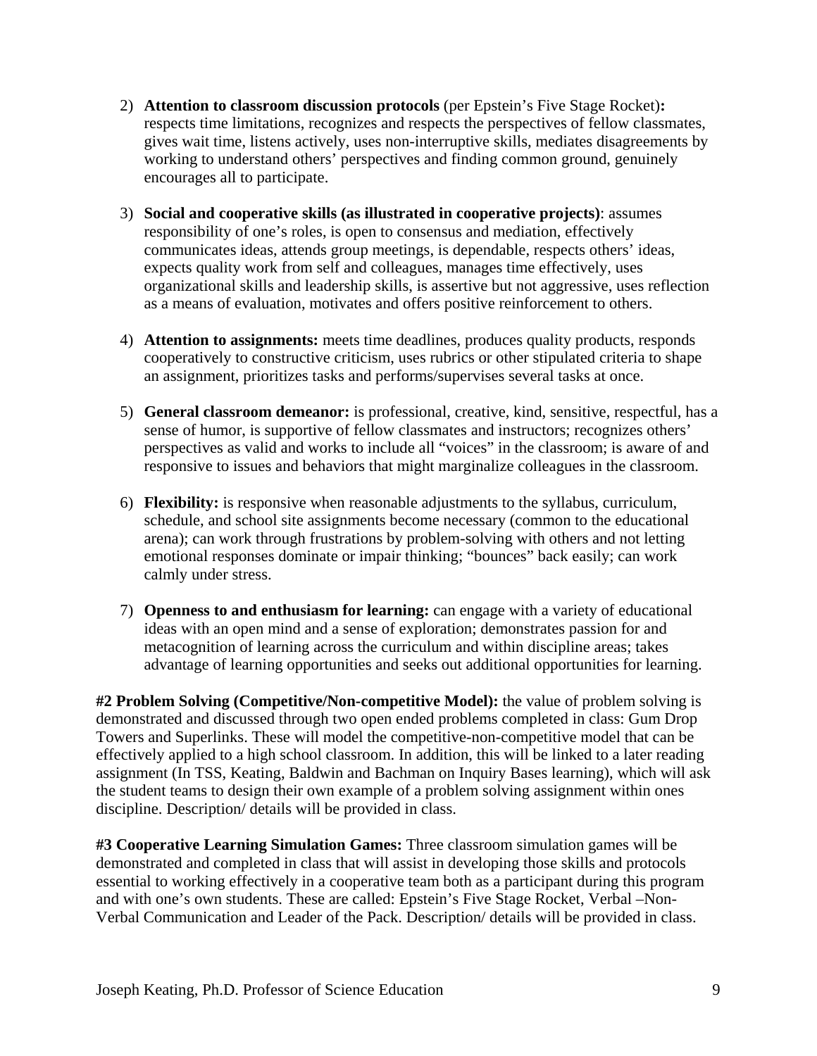2) **Attention to classroom discussion protocols** (per Epstein's Five Stage Rocket)**:** respects time limitations, recognizes and respects the perspectives of fellow classmates, gives wait time, listens actively, uses non-interruptive skills, mediates disagreements by working to understand others' perspectives and finding common ground, genuinely encourages all to participate.

3) **Social and cooperative skills (as illustrated in cooperative projects)**: assumes responsibility of one's roles, is open to consensus and mediation, effectively communicates ideas, attends group meetings, is dependable, respects others' ideas, expects quality work from self and colleagues, manages time effectively, uses organizational skills and leadership skills, is assertive but not aggressive, uses reflection as a means of evaluation, motivates and offers positive reinforcement to others.

4) **Attention to assignments:** meets time deadlines, produces quality products, responds cooperatively to constructive criticism, uses rubrics or other stipulated criteria to shape an assignment, prioritizes tasks and performs/supervises several tasks at once.

5) **General classroom demeanor:** is professional, creative, kind, sensitive, respectful, has a sense of humor, is supportive of fellow classmates and instructors; recognizes others' perspectives as valid and works to include all "voices" in the classroom; is aware of and responsive to issues and behaviors that might marginalize colleagues in the classroom.

6) **Flexibility:** is responsive when reasonable adjustments to the syllabus, curriculum, schedule, and school site assignments become necessary (common to the educational arena); can work through frustrations by problem-solving with others and not letting emotional responses dominate or impair thinking; "bounces" back easily; can work calmly under stress.

7) **Openness to and enthusiasm for learning:** can engage with a variety of educational ideas with an open mind and a sense of exploration; demonstrates passion for and metacognition of learning across the curriculum and within discipline areas; takes advantage of learning opportunities and seeks out additional opportunities for learning.

**#2 Problem Solving (Competitive/Non-competitive Model):** the value of problem solving is demonstrated and discussed through two open ended problems completed in class: Gum Drop Towers and Superlinks. These will model the competitive-non-competitive model that can be effectively applied to a high school classroom. In addition, this will be linked to a later reading assignment (In TSS, Keating, Baldwin and Bachman on Inquiry Bases learning), which will ask the student teams to design their own example of a problem solving assignment within ones discipline. Description/ details will be provided in class.

**#3 Cooperative Learning Simulation Games:** Three classroom simulation games will be demonstrated and completed in class that will assist in developing those skills and protocols essential to working effectively in a cooperative team both as a participant during this program and with one's own students. These are called: Epstein's Five Stage Rocket, Verbal –Non-Verbal Communication and Leader of the Pack. Description/ details will be provided in class.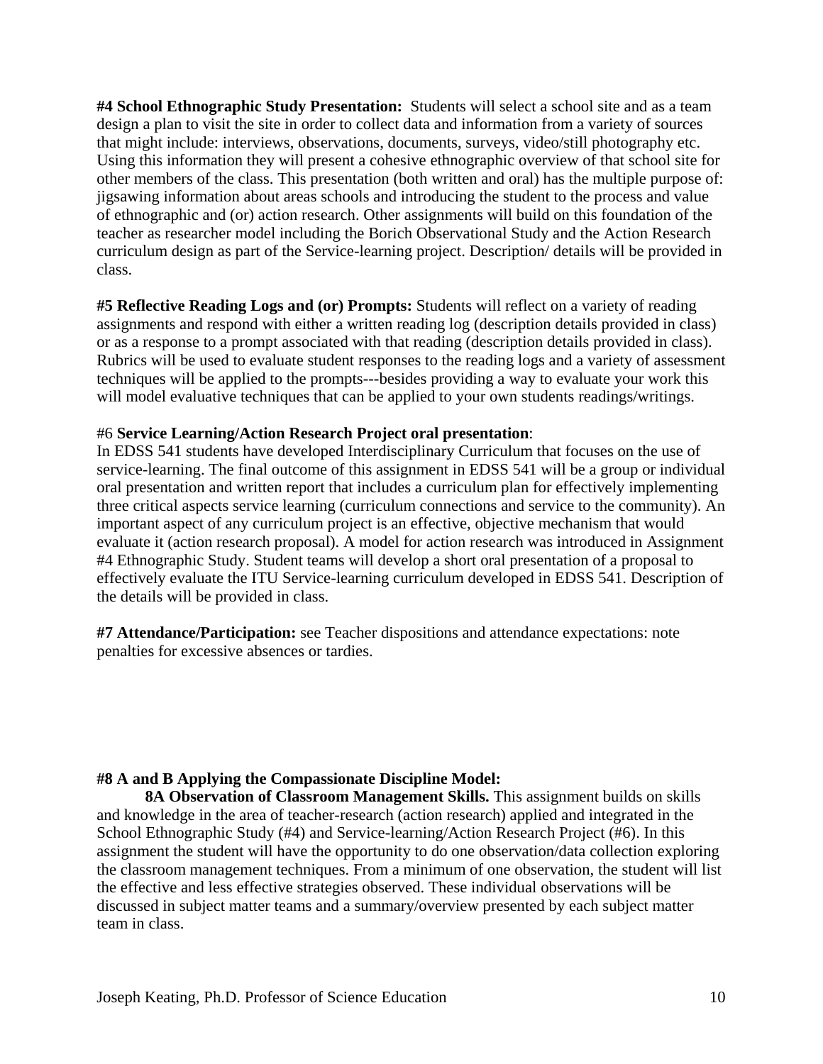**#4 School Ethnographic Study Presentation:** Students will select a school site and as a team design a plan to visit the site in order to collect data and information from a variety of sources that might include: interviews, observations, documents, surveys, video/still photography etc. Using this information they will present a cohesive ethnographic overview of that school site for other members of the class. This presentation (both written and oral) has the multiple purpose of: jigsawing information about areas schools and introducing the student to the process and value of ethnographic and (or) action research. Other assignments will build on this foundation of the teacher as researcher model including the Borich Observational Study and the Action Research curriculum design as part of the Service-learning project. Description/ details will be provided in class.

**#5 Reflective Reading Logs and (or) Prompts:** Students will reflect on a variety of reading assignments and respond with either a written reading log (description details provided in class) or as a response to a prompt associated with that reading (description details provided in class). Rubrics will be used to evaluate student responses to the reading logs and a variety of assessment techniques will be applied to the prompts---besides providing a way to evaluate your work this will model evaluative techniques that can be applied to your own students readings/writings.

#6 **Service Learning/Action Research Project oral presentation**:
In EDSS 541 students have developed Interdisciplinary Curriculum that focuses on the use of service-learning. The final outcome of this assignment in EDSS 541 will be a group or individual oral presentation and written report that includes a curriculum plan for effectively implementing three critical aspects service learning (curriculum connections and service to the community). An important aspect of any curriculum project is an effective, objective mechanism that would evaluate it (action research proposal). A model for action research was introduced in Assignment #4 Ethnographic Study. Student teams will develop a short oral presentation of a proposal to effectively evaluate the ITU Service-learning curriculum developed in EDSS 541. Description of the details will be provided in class.

**#7 Attendance/Participation:** see Teacher dispositions and attendance expectations: note penalties for excessive absences or tardies.

**#8 A and B Applying the Compassionate Discipline Model:**

**8A Observation of Classroom Management Skills.** This assignment builds on skills and knowledge in the area of teacher-research (action research) applied and integrated in the School Ethnographic Study (#4) and Service-learning/Action Research Project (#6). In this assignment the student will have the opportunity to do one observation/data collection exploring the classroom management techniques. From a minimum of one observation, the student will list the effective and less effective strategies observed. These individual observations will be discussed in subject matter teams and a summary/overview presented by each subject matter team in class.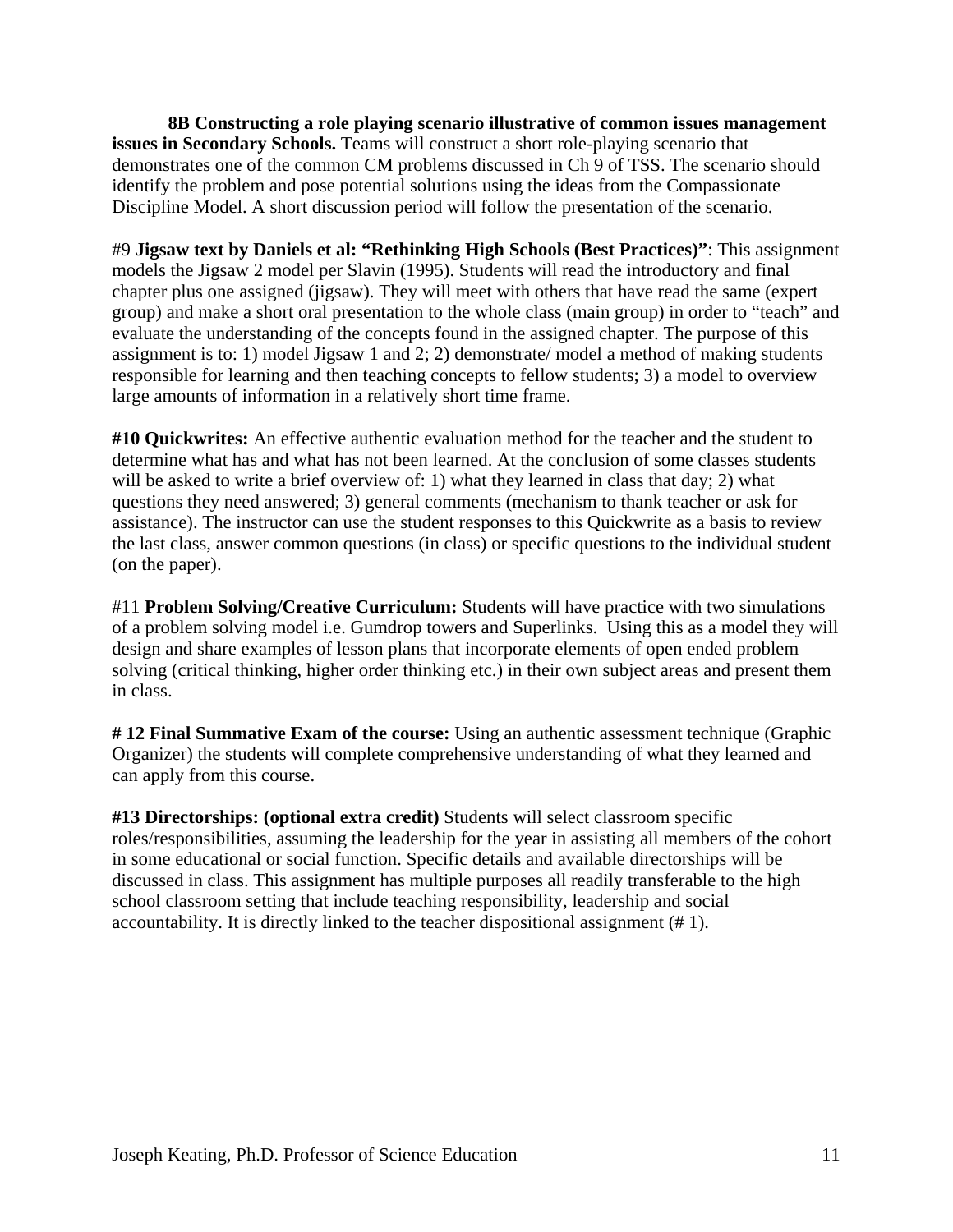**8B Constructing a role playing scenario illustrative of common issues management issues in Secondary Schools.** Teams will construct a short role-playing scenario that demonstrates one of the common CM problems discussed in Ch 9 of TSS. The scenario should identify the problem and pose potential solutions using the ideas from the Compassionate Discipline Model. A short discussion period will follow the presentation of the scenario.

#9 **Jigsaw text by Daniels et al: "Rethinking High Schools (Best Practices)"**: This assignment models the Jigsaw 2 model per Slavin (1995). Students will read the introductory and final chapter plus one assigned (jigsaw). They will meet with others that have read the same (expert group) and make a short oral presentation to the whole class (main group) in order to "teach" and evaluate the understanding of the concepts found in the assigned chapter. The purpose of this assignment is to: 1) model Jigsaw 1 and 2; 2) demonstrate/ model a method of making students responsible for learning and then teaching concepts to fellow students; 3) a model to overview large amounts of information in a relatively short time frame.

**#10 Quickwrites:** An effective authentic evaluation method for the teacher and the student to determine what has and what has not been learned. At the conclusion of some classes students will be asked to write a brief overview of: 1) what they learned in class that day; 2) what questions they need answered; 3) general comments (mechanism to thank teacher or ask for assistance). The instructor can use the student responses to this Quickwrite as a basis to review the last class, answer common questions (in class) or specific questions to the individual student (on the paper).

#11 **Problem Solving/Creative Curriculum:** Students will have practice with two simulations of a problem solving model i.e. Gumdrop towers and Superlinks. Using this as a model they will design and share examples of lesson plans that incorporate elements of open ended problem solving (critical thinking, higher order thinking etc.) in their own subject areas and present them in class.

**# 12 Final Summative Exam of the course:** Using an authentic assessment technique (Graphic Organizer) the students will complete comprehensive understanding of what they learned and can apply from this course.

**#13 Directorships: (optional extra credit)** Students will select classroom specific roles/responsibilities, assuming the leadership for the year in assisting all members of the cohort in some educational or social function. Specific details and available directorships will be discussed in class. This assignment has multiple purposes all readily transferable to the high school classroom setting that include teaching responsibility, leadership and social accountability. It is directly linked to the teacher dispositional assignment (# 1).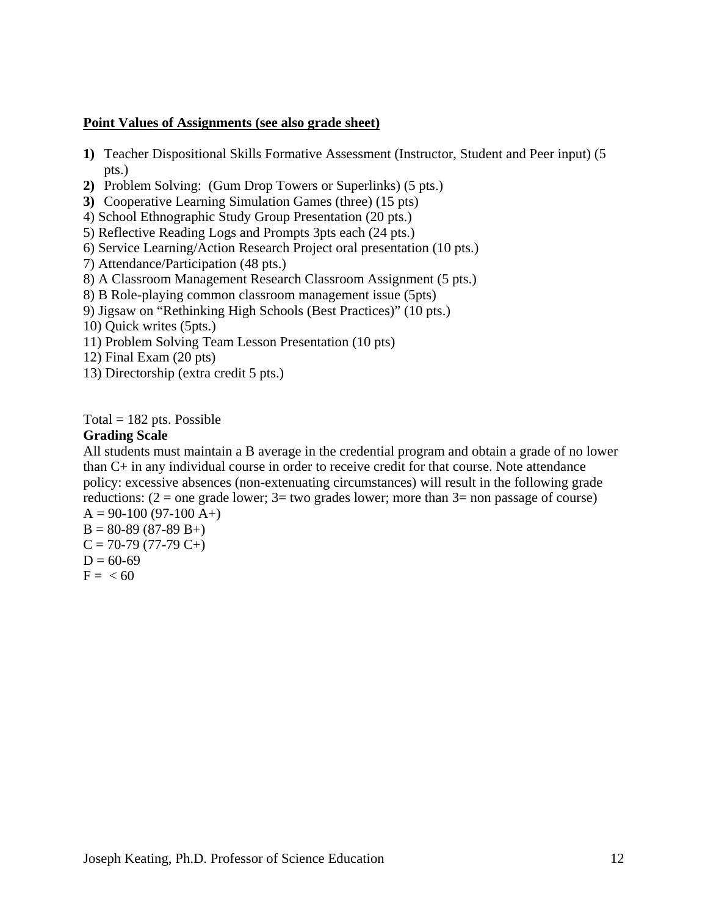**<u>Point Values of Assignments (see also grade sheet)</u>**

**1)** Teacher Dispositional Skills Formative Assessment (Instructor, Student and Peer input) (5 pts.)
**2)** Problem Solving: (Gum Drop Towers or Superlinks) (5 pts.)
**3)** Cooperative Learning Simulation Games (three) (15 pts)
4) School Ethnographic Study Group Presentation (20 pts.)
5) Reflective Reading Logs and Prompts 3pts each (24 pts.)
6) Service Learning/Action Research Project oral presentation (10 pts.)
7) Attendance/Participation (48 pts.)
8) A Classroom Management Research Classroom Assignment (5 pts.)
8) B Role-playing common classroom management issue (5pts)
9) Jigsaw on "Rethinking High Schools (Best Practices)" (10 pts.)
10) Quick writes (5pts.)
11) Problem Solving Team Lesson Presentation (10 pts)
12) Final Exam (20 pts)
13) Directorship (extra credit 5 pts.)

Total = 182 pts. Possible

**Grading Scale**

All students must maintain a B average in the credential program and obtain a grade of no lower than C+ in any individual course in order to receive credit for that course. Note attendance policy: excessive absences (non-extenuating circumstances) will result in the following grade reductions: (2 = one grade lower; 3= two grades lower; more than 3= non passage of course)

A = 90-100 (97-100 A+)
B = 80-89 (87-89 B+)
C = 70-79 (77-79 C+)
D = 60-69
F = < 60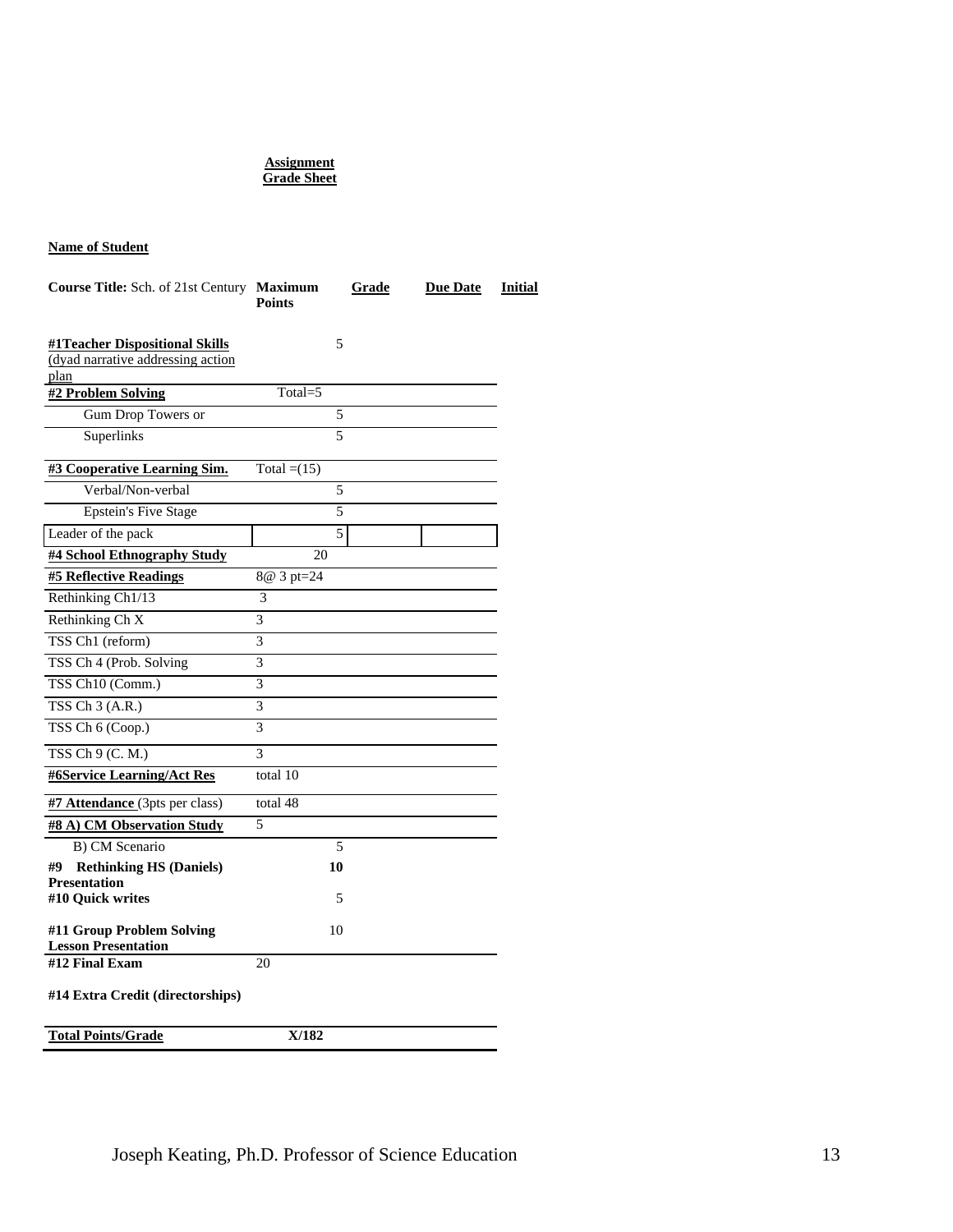**Assignment**
**Grade Sheet**

**Name of Student**

| Course Title: Sch. of 21st Century | Maximum Points | Grade | Due Date | Initial |
|---|---|---|---|---|
| **#1Teacher Dispositional Skills** (dyad narrative addressing action plan | 5 | | | |
| **#2 Problem Solving** | Total=5 | | | |
| Gum Drop Towers or | 5 | | | |
| Superlinks | 5 | | | |
| **#3 Cooperative Learning Sim.** | Total =(15) | | | |
| Verbal/Non-verbal | 5 | | | |
| Epstein's Five Stage | 5 | | | |
| Leader of the pack | 5 | | | |
| **#4 School Ethnography Study** | 20 | | | |
| **#5 Reflective Readings** | 8@ 3 pt=24 | | | |
| Rethinking Ch1/13 | 3 | | | |
| Rethinking Ch X | 3 | | | |
| TSS Ch1 (reform) | 3 | | | |
| TSS Ch 4 (Prob. Solving | 3 | | | |
| TSS Ch10 (Comm.) | 3 | | | |
| TSS Ch 3 (A.R.) | 3 | | | |
| TSS Ch 6 (Coop.) | 3 | | | |
| TSS Ch 9 (C. M.) | 3 | | | |
| **#6Service Learning/Act Res** | total 10 | | | |
| **#7 Attendance** (3pts per class) | total 48 | | | |
| **#8 A) CM Observation Study** | 5 | | | |
| B) CM Scenario | 5 | | | |
| **#9 Rethinking HS (Daniels) Presentation** | **10** | | | |
| **#10 Quick writes** | 5 | | | |
| **#11 Group Problem Solving Lesson Presentation** | 10 | | | |
| **#12 Final Exam** | 20 | | | |
| **#14 Extra Credit (directorships)** | | | | |
| **Total Points/Grade** | **X/182** | | | |

Joseph Keating, Ph.D. Professor of Science Education